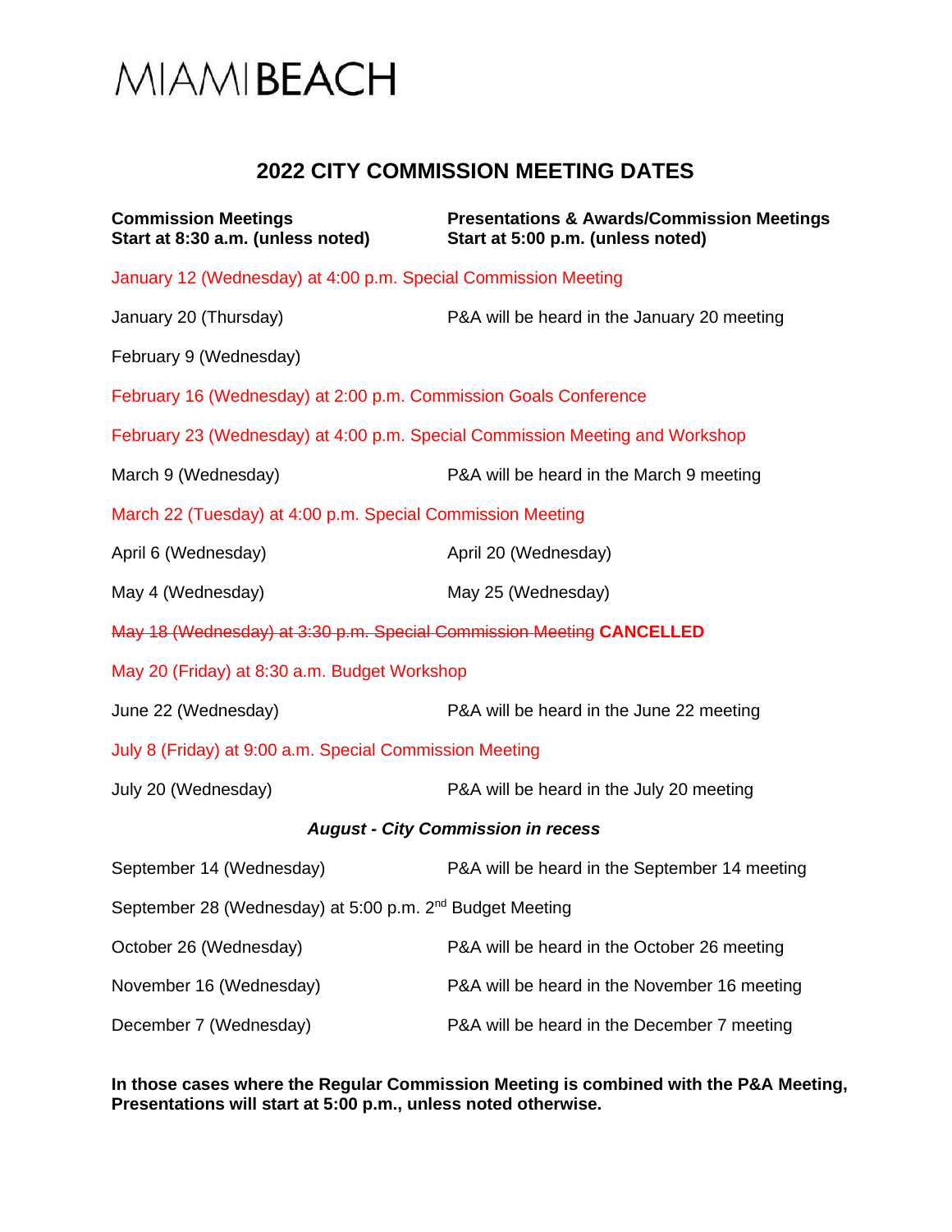MIAMIBEACH

# 2022 CITY COMMISSION MEETING DATES

| **Commission Meetings Start at 8:30 a.m. (unless noted)** | **Presentations & Awards/Commission Meetings Start at 5:00 p.m. (unless noted)** |
|---|---|
| January 12 (Wednesday) at 4:00 p.m. Special Commission Meeting | |
| January 20 (Thursday) | P&A will be heard in the January 20 meeting |
| February 9 (Wednesday) | |
| February 16 (Wednesday) at 2:00 p.m. Commission Goals Conference | |
| February 23 (Wednesday) at 4:00 p.m. Special Commission Meeting and Workshop | |
| March 9 (Wednesday) | P&A will be heard in the March 9 meeting |
| March 22 (Tuesday) at 4:00 p.m. Special Commission Meeting | |
| April 6 (Wednesday) | April 20 (Wednesday) |
| May 4 (Wednesday) | May 25 (Wednesday) |
| ~~May 18 (Wednesday) at 3:30 p.m. Special Commission Meeting~~ **CANCELLED** | |
| May 20 (Friday) at 8:30 a.m. Budget Workshop | |
| June 22 (Wednesday) | P&A will be heard in the June 22 meeting |
| July 8 (Friday) at 9:00 a.m. Special Commission Meeting | |
| July 20 (Wednesday) | P&A will be heard in the July 20 meeting |
| ***August - City Commission in recess*** | |
| September 14 (Wednesday) | P&A will be heard in the September 14 meeting |
| September 28 (Wednesday) at 5:00 p.m. 2nd Budget Meeting | |
| October 26 (Wednesday) | P&A will be heard in the October 26 meeting |
| November 16 (Wednesday) | P&A will be heard in the November 16 meeting |
| December 7 (Wednesday) | P&A will be heard in the December 7 meeting |

**In those cases where the Regular Commission Meeting is combined with the P&A Meeting, Presentations will start at 5:00 p.m., unless noted otherwise.**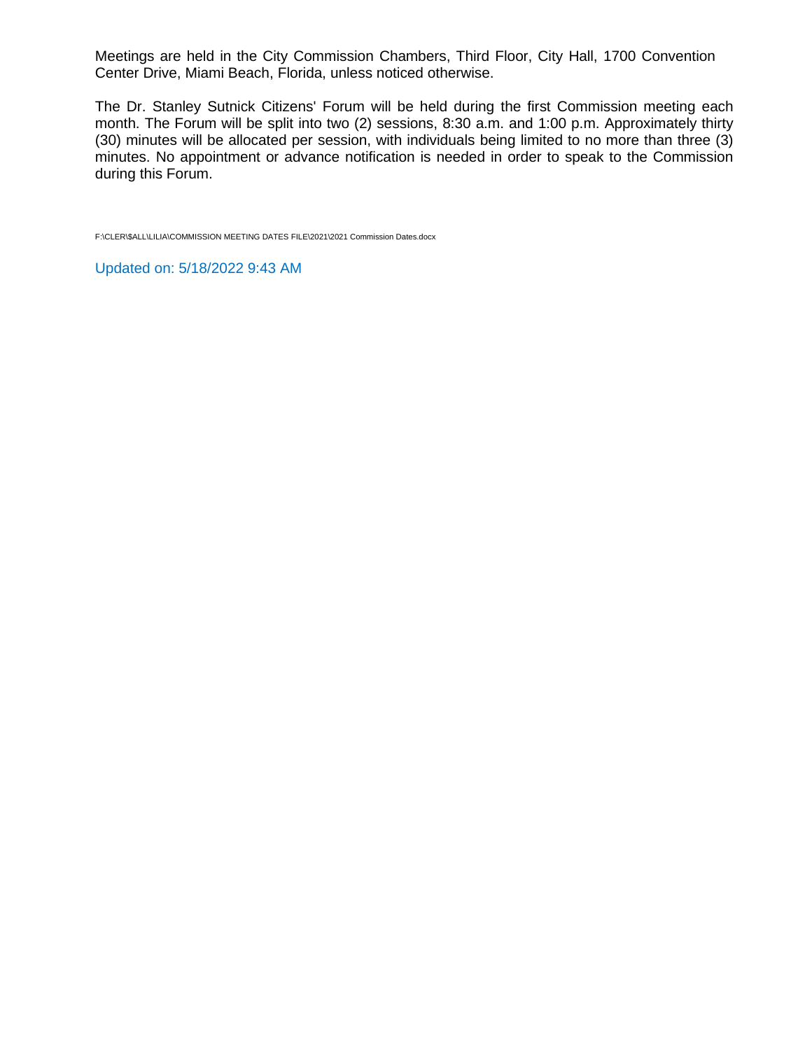Meetings are held in the City Commission Chambers, Third Floor, City Hall, 1700 Convention Center Drive, Miami Beach, Florida, unless noticed otherwise.

The Dr. Stanley Sutnick Citizens' Forum will be held during the first Commission meeting each month. The Forum will be split into two (2) sessions, 8:30 a.m. and 1:00 p.m. Approximately thirty (30) minutes will be allocated per session, with individuals being limited to no more than three (3) minutes. No appointment or advance notification is needed in order to speak to the Commission during this Forum.

F:\CLER\$ALL\LILIA\COMMISSION MEETING DATES FILE\2021\2021 Commission Dates.docx

Updated on: 5/18/2022 9:43 AM